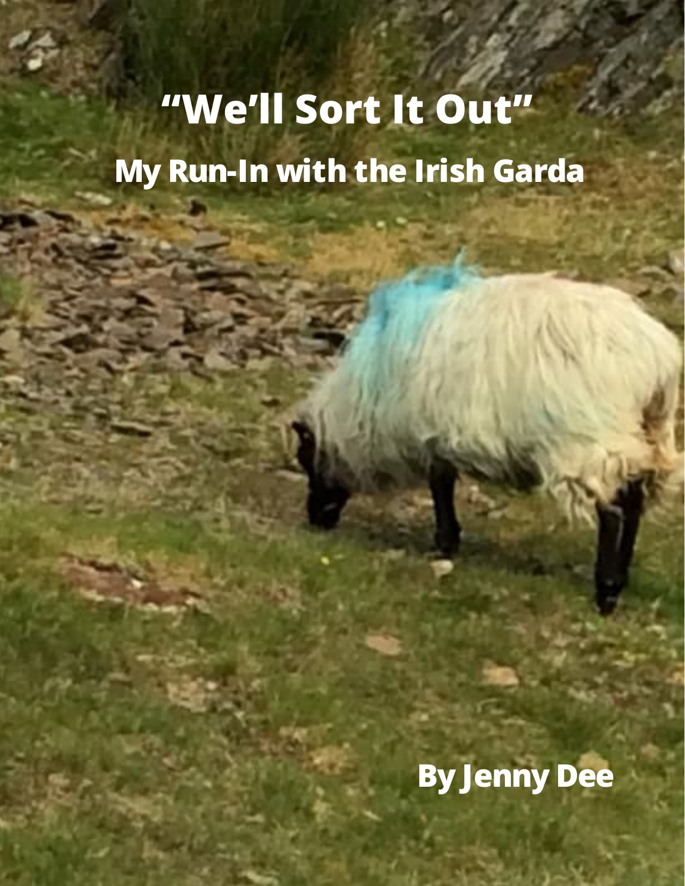# "We'll Sort It Out"

## My Run-In with the Irish Garda

**By Jenny Dee**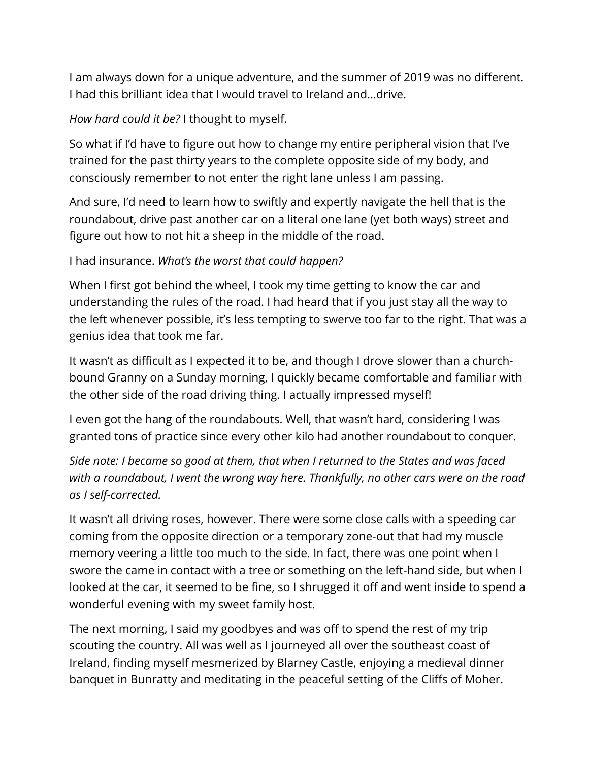I am always down for a unique adventure, and the summer of 2019 was no different. I had this brilliant idea that I would travel to Ireland and…drive.

*How hard could it be?* I thought to myself.

So what if I'd have to figure out how to change my entire peripheral vision that I've trained for the past thirty years to the complete opposite side of my body, and consciously remember to not enter the right lane unless I am passing.

And sure, I'd need to learn how to swiftly and expertly navigate the hell that is the roundabout, drive past another car on a literal one lane (yet both ways) street and figure out how to not hit a sheep in the middle of the road.

I had insurance. *What's the worst that could happen?*

When I first got behind the wheel, I took my time getting to know the car and understanding the rules of the road. I had heard that if you just stay all the way to the left whenever possible, it's less tempting to swerve too far to the right. That was a genius idea that took me far.

It wasn't as difficult as I expected it to be, and though I drove slower than a church-bound Granny on a Sunday morning, I quickly became comfortable and familiar with the other side of the road driving thing. I actually impressed myself!

I even got the hang of the roundabouts. Well, that wasn't hard, considering I was granted tons of practice since every other kilo had another roundabout to conquer.

*Side note: I became so good at them, that when I returned to the States and was faced with a roundabout, I went the wrong way here. Thankfully, no other cars were on the road as I self-corrected.*

It wasn't all driving roses, however. There were some close calls with a speeding car coming from the opposite direction or a temporary zone-out that had my muscle memory veering a little too much to the side. In fact, there was one point when I swore the came in contact with a tree or something on the left-hand side, but when I looked at the car, it seemed to be fine, so I shrugged it off and went inside to spend a wonderful evening with my sweet family host.

The next morning, I said my goodbyes and was off to spend the rest of my trip scouting the country. All was well as I journeyed all over the southeast coast of Ireland, finding myself mesmerized by Blarney Castle, enjoying a medieval dinner banquet in Bunratty and meditating in the peaceful setting of the Cliffs of Moher.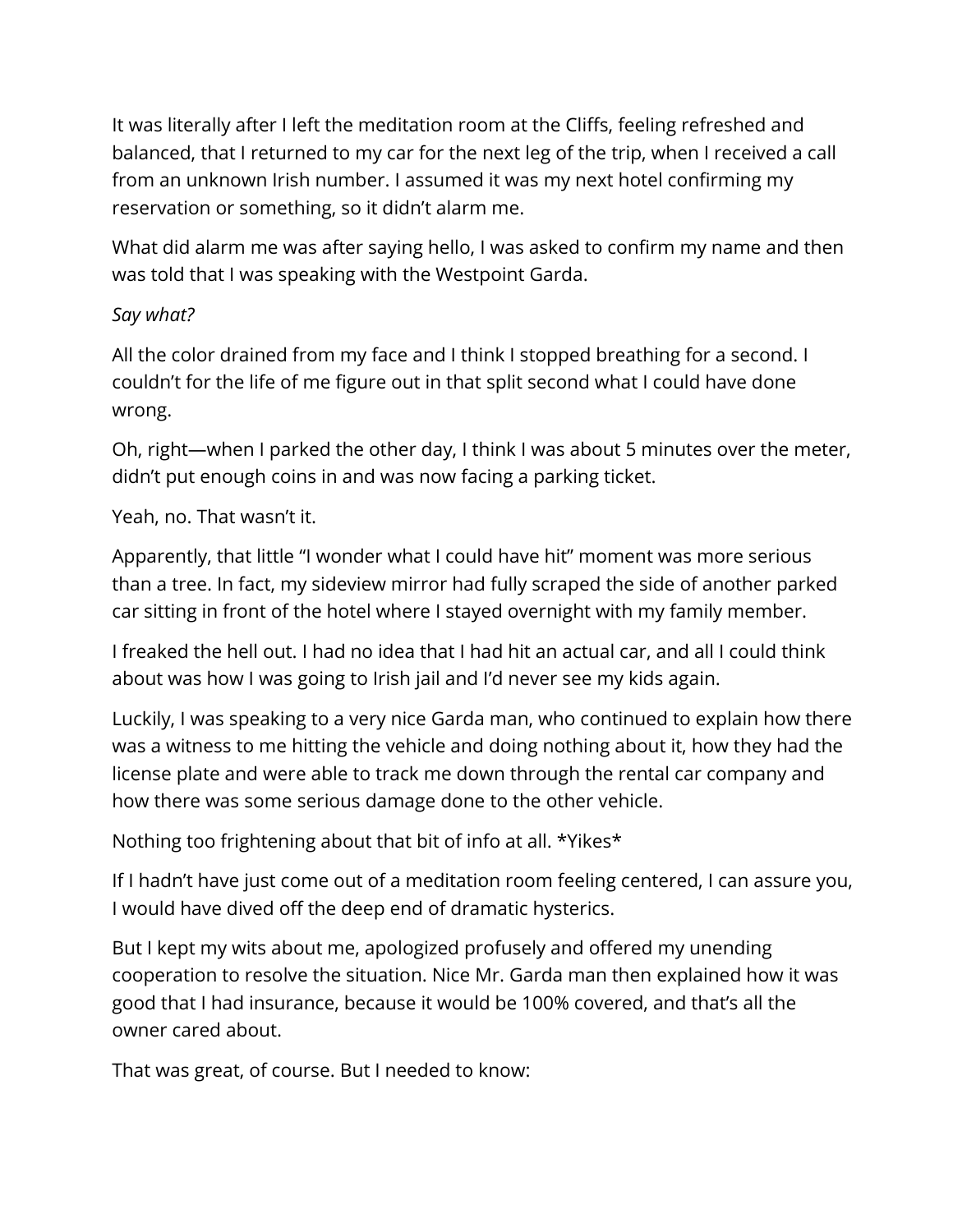It was literally after I left the meditation room at the Cliffs, feeling refreshed and balanced, that I returned to my car for the next leg of the trip, when I received a call from an unknown Irish number. I assumed it was my next hotel confirming my reservation or something, so it didn't alarm me.

What did alarm me was after saying hello, I was asked to confirm my name and then was told that I was speaking with the Westpoint Garda.

*Say what?*

All the color drained from my face and I think I stopped breathing for a second. I couldn't for the life of me figure out in that split second what I could have done wrong.

Oh, right—when I parked the other day, I think I was about 5 minutes over the meter, didn't put enough coins in and was now facing a parking ticket.

Yeah, no. That wasn't it.

Apparently, that little "I wonder what I could have hit" moment was more serious than a tree. In fact, my sideview mirror had fully scraped the side of another parked car sitting in front of the hotel where I stayed overnight with my family member.

I freaked the hell out. I had no idea that I had hit an actual car, and all I could think about was how I was going to Irish jail and I'd never see my kids again.

Luckily, I was speaking to a very nice Garda man, who continued to explain how there was a witness to me hitting the vehicle and doing nothing about it, how they had the license plate and were able to track me down through the rental car company and how there was some serious damage done to the other vehicle.

Nothing too frightening about that bit of info at all. *Yikes*

If I hadn't have just come out of a meditation room feeling centered, I can assure you, I would have dived off the deep end of dramatic hysterics.

But I kept my wits about me, apologized profusely and offered my unending cooperation to resolve the situation. Nice Mr. Garda man then explained how it was good that I had insurance, because it would be 100% covered, and that's all the owner cared about.

That was great, of course. But I needed to know: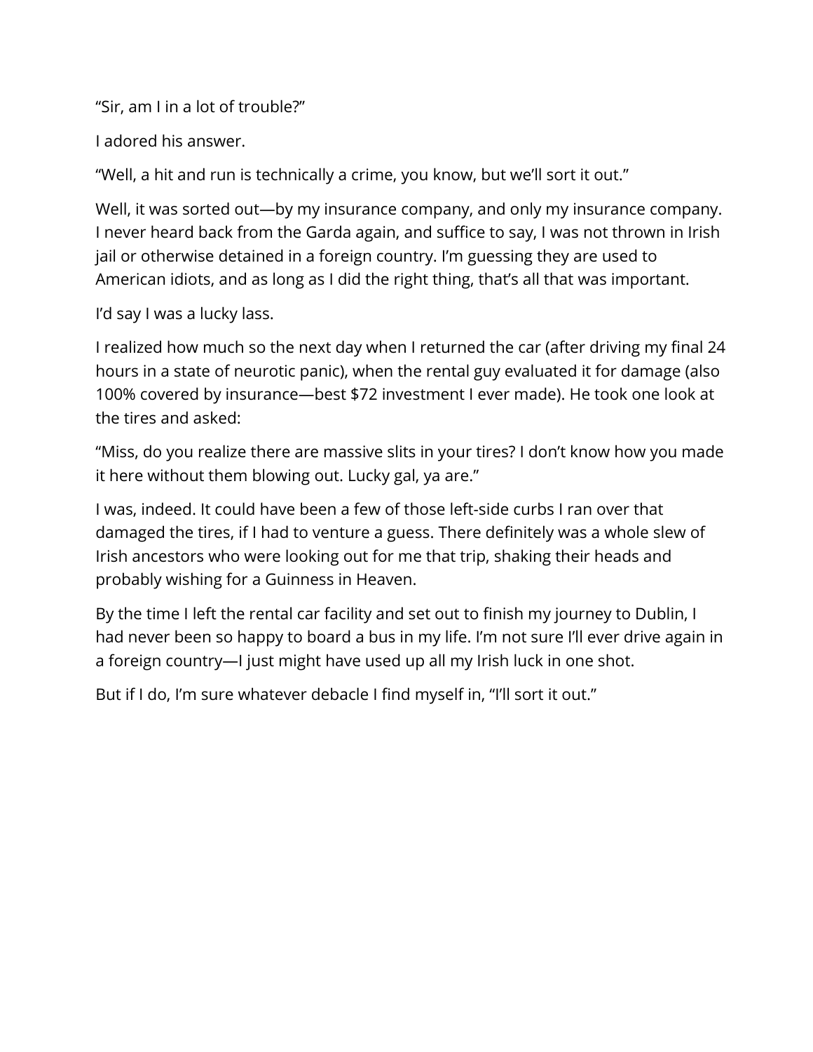“Sir, am I in a lot of trouble?”

I adored his answer.

“Well, a hit and run is technically a crime, you know, but we’ll sort it out.”

Well, it was sorted out—by my insurance company, and only my insurance company. I never heard back from the Garda again, and suffice to say, I was not thrown in Irish jail or otherwise detained in a foreign country. I’m guessing they are used to American idiots, and as long as I did the right thing, that’s all that was important.

I’d say I was a lucky lass.

I realized how much so the next day when I returned the car (after driving my final 24 hours in a state of neurotic panic), when the rental guy evaluated it for damage (also 100% covered by insurance—best $72 investment I ever made). He took one look at the tires and asked:

“Miss, do you realize there are massive slits in your tires? I don’t know how you made it here without them blowing out. Lucky gal, ya are.”

I was, indeed. It could have been a few of those left-side curbs I ran over that damaged the tires, if I had to venture a guess. There definitely was a whole slew of Irish ancestors who were looking out for me that trip, shaking their heads and probably wishing for a Guinness in Heaven.

By the time I left the rental car facility and set out to finish my journey to Dublin, I had never been so happy to board a bus in my life. I’m not sure I’ll ever drive again in a foreign country—I just might have used up all my Irish luck in one shot.

But if I do, I’m sure whatever debacle I find myself in, “I’ll sort it out.”